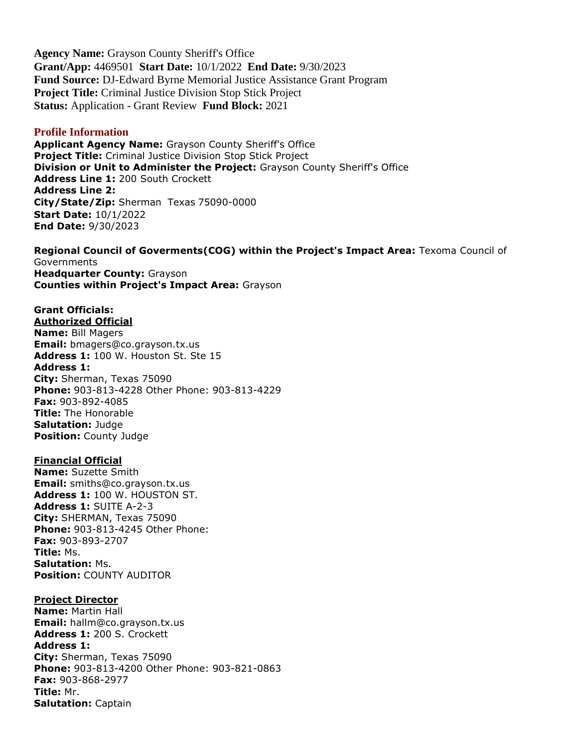**Agency Name:** Grayson County Sheriff's Office
**Grant/App:** 4469501 **Start Date:** 10/1/2022 **End Date:** 9/30/2023
**Fund Source:** DJ-Edward Byrne Memorial Justice Assistance Grant Program
**Project Title:** Criminal Justice Division Stop Stick Project
**Status:** Application - Grant Review **Fund Block:** 2021

## Profile Information

**Applicant Agency Name:** Grayson County Sheriff's Office
**Project Title:** Criminal Justice Division Stop Stick Project
**Division or Unit to Administer the Project:** Grayson County Sheriff's Office
**Address Line 1:** 200 South Crockett
**Address Line 2:**
**City/State/Zip:** Sherman Texas 75090-0000
**Start Date:** 10/1/2022
**End Date:** 9/30/2023

**Regional Council of Goverments(COG) within the Project's Impact Area:** Texoma Council of Governments
**Headquarter County:** Grayson
**Counties within Project's Impact Area:** Grayson

**Grant Officials:**

**Authorized Official**
**Name:** Bill Magers
**Email:** bmagers@co.grayson.tx.us
**Address 1:** 100 W. Houston St. Ste 15
**Address 1:**
**City:** Sherman, Texas 75090
**Phone:** 903-813-4228 Other Phone: 903-813-4229
**Fax:** 903-892-4085
**Title:** The Honorable
**Salutation:** Judge
**Position:** County Judge

**Financial Official**
**Name:** Suzette Smith
**Email:** smiths@co.grayson.tx.us
**Address 1:** 100 W. HOUSTON ST.
**Address 1:** SUITE A-2-3
**City:** SHERMAN, Texas 75090
**Phone:** 903-813-4245 Other Phone:
**Fax:** 903-893-2707
**Title:** Ms.
**Salutation:** Ms.
**Position:** COUNTY AUDITOR

**Project Director**
**Name:** Martin Hall
**Email:** hallm@co.grayson.tx.us
**Address 1:** 200 S. Crockett
**Address 1:**
**City:** Sherman, Texas 75090
**Phone:** 903-813-4200 Other Phone: 903-821-0863
**Fax:** 903-868-2977
**Title:** Mr.
**Salutation:** Captain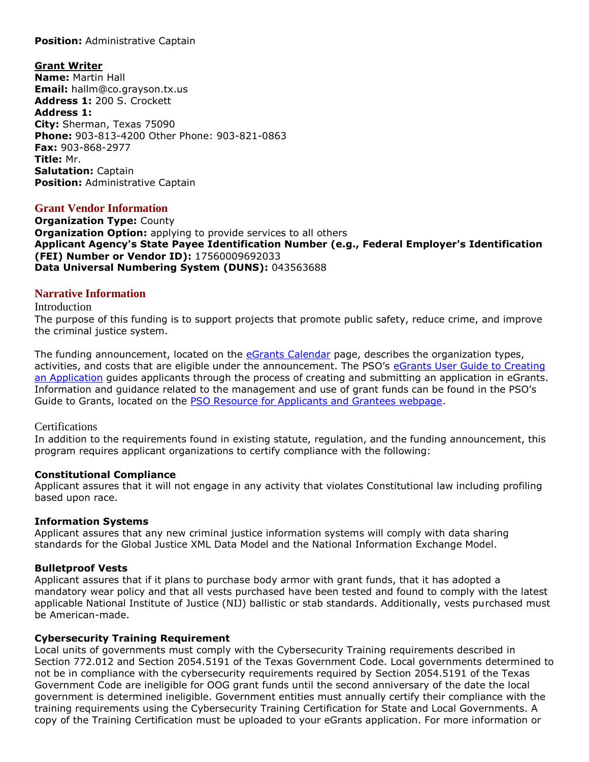**Position:** Administrative Captain

**Grant Writer**
**Name:** Martin Hall
**Email:** hallm@co.grayson.tx.us
**Address 1:** 200 S. Crockett
**Address 1:**
**City:** Sherman, Texas 75090
**Phone:** 903-813-4200 Other Phone: 903-821-0863
**Fax:** 903-868-2977
**Title:** Mr.
**Salutation:** Captain
**Position:** Administrative Captain

## Grant Vendor Information

**Organization Type:** County
**Organization Option:** applying to provide services to all others
**Applicant Agency's State Payee Identification Number (e.g., Federal Employer's Identification (FEI) Number or Vendor ID):** 17560009692033
**Data Universal Numbering System (DUNS):** 043563688

## Narrative Information

### Introduction

The purpose of this funding is to support projects that promote public safety, reduce crime, and improve the criminal justice system.

The funding announcement, located on the eGrants Calendar page, describes the organization types, activities, and costs that are eligible under the announcement. The PSO's eGrants User Guide to Creating an Application guides applicants through the process of creating and submitting an application in eGrants. Information and guidance related to the management and use of grant funds can be found in the PSO's Guide to Grants, located on the PSO Resource for Applicants and Grantees webpage.

### Certifications

In addition to the requirements found in existing statute, regulation, and the funding announcement, this program requires applicant organizations to certify compliance with the following:

**Constitutional Compliance**
Applicant assures that it will not engage in any activity that violates Constitutional law including profiling based upon race.

**Information Systems**
Applicant assures that any new criminal justice information systems will comply with data sharing standards for the Global Justice XML Data Model and the National Information Exchange Model.

**Bulletproof Vests**
Applicant assures that if it plans to purchase body armor with grant funds, that it has adopted a mandatory wear policy and that all vests purchased have been tested and found to comply with the latest applicable National Institute of Justice (NIJ) ballistic or stab standards. Additionally, vests purchased must be American-made.

**Cybersecurity Training Requirement**
Local units of governments must comply with the Cybersecurity Training requirements described in Section 772.012 and Section 2054.5191 of the Texas Government Code. Local governments determined to not be in compliance with the cybersecurity requirements required by Section 2054.5191 of the Texas Government Code are ineligible for OOG grant funds until the second anniversary of the date the local government is determined ineligible. Government entities must annually certify their compliance with the training requirements using the Cybersecurity Training Certification for State and Local Governments. A copy of the Training Certification must be uploaded to your eGrants application. For more information or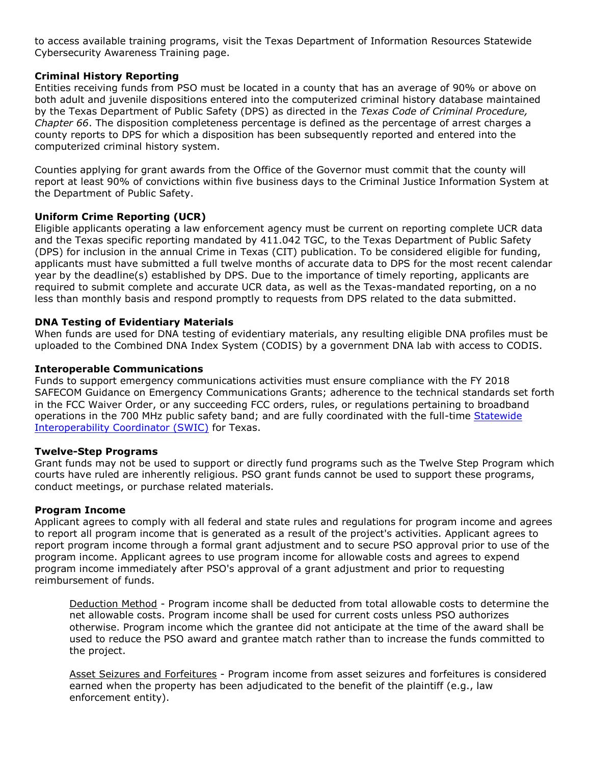to access available training programs, visit the Texas Department of Information Resources Statewide Cybersecurity Awareness Training page.

**Criminal History Reporting**

Entities receiving funds from PSO must be located in a county that has an average of 90% or above on both adult and juvenile dispositions entered into the computerized criminal history database maintained by the Texas Department of Public Safety (DPS) as directed in the *Texas Code of Criminal Procedure, Chapter 66*. The disposition completeness percentage is defined as the percentage of arrest charges a county reports to DPS for which a disposition has been subsequently reported and entered into the computerized criminal history system.

Counties applying for grant awards from the Office of the Governor must commit that the county will report at least 90% of convictions within five business days to the Criminal Justice Information System at the Department of Public Safety.

**Uniform Crime Reporting (UCR)**

Eligible applicants operating a law enforcement agency must be current on reporting complete UCR data and the Texas specific reporting mandated by 411.042 TGC, to the Texas Department of Public Safety (DPS) for inclusion in the annual Crime in Texas (CIT) publication. To be considered eligible for funding, applicants must have submitted a full twelve months of accurate data to DPS for the most recent calendar year by the deadline(s) established by DPS. Due to the importance of timely reporting, applicants are required to submit complete and accurate UCR data, as well as the Texas-mandated reporting, on a no less than monthly basis and respond promptly to requests from DPS related to the data submitted.

**DNA Testing of Evidentiary Materials**

When funds are used for DNA testing of evidentiary materials, any resulting eligible DNA profiles must be uploaded to the Combined DNA Index System (CODIS) by a government DNA lab with access to CODIS.

**Interoperable Communications**

Funds to support emergency communications activities must ensure compliance with the FY 2018 SAFECOM Guidance on Emergency Communications Grants; adherence to the technical standards set forth in the FCC Waiver Order, or any succeeding FCC orders, rules, or regulations pertaining to broadband operations in the 700 MHz public safety band; and are fully coordinated with the full-time Statewide Interoperability Coordinator (SWIC) for Texas.

**Twelve-Step Programs**

Grant funds may not be used to support or directly fund programs such as the Twelve Step Program which courts have ruled are inherently religious. PSO grant funds cannot be used to support these programs, conduct meetings, or purchase related materials.

**Program Income**

Applicant agrees to comply with all federal and state rules and regulations for program income and agrees to report all program income that is generated as a result of the project's activities. Applicant agrees to report program income through a formal grant adjustment and to secure PSO approval prior to use of the program income. Applicant agrees to use program income for allowable costs and agrees to expend program income immediately after PSO's approval of a grant adjustment and prior to requesting reimbursement of funds.

> Deduction Method - Program income shall be deducted from total allowable costs to determine the net allowable costs. Program income shall be used for current costs unless PSO authorizes otherwise. Program income which the grantee did not anticipate at the time of the award shall be used to reduce the PSO award and grantee match rather than to increase the funds committed to the project.
>
> Asset Seizures and Forfeitures - Program income from asset seizures and forfeitures is considered earned when the property has been adjudicated to the benefit of the plaintiff (e.g., law enforcement entity).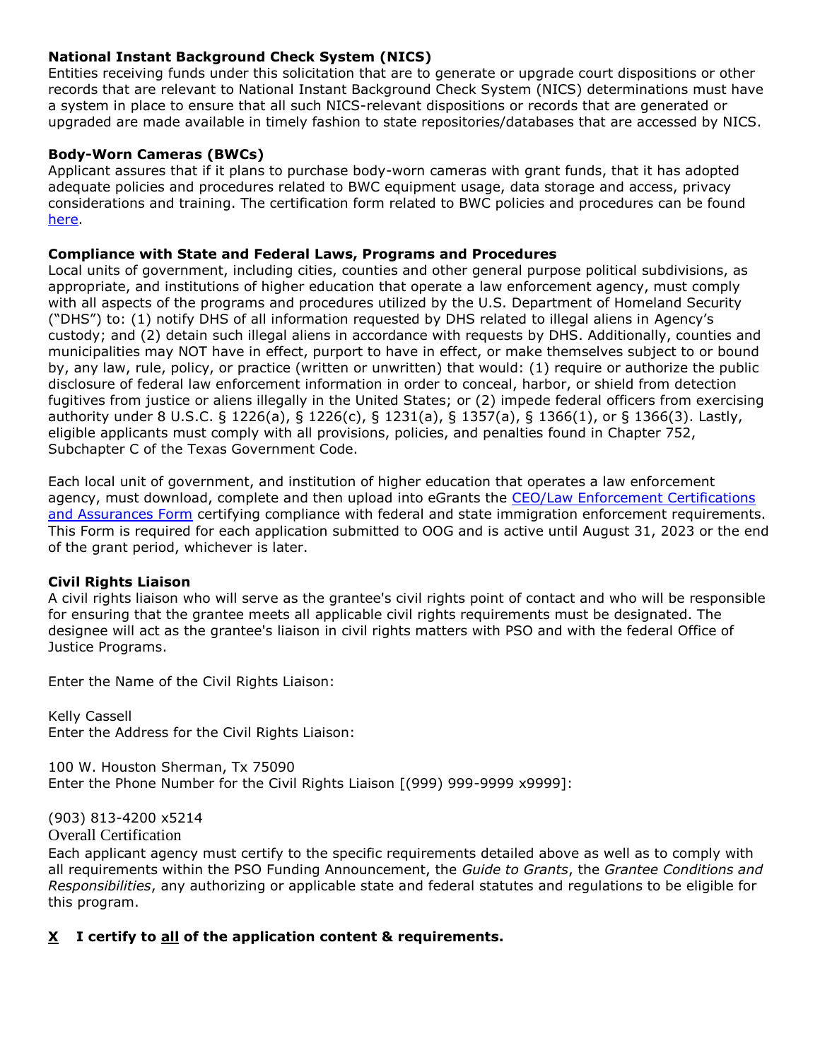**National Instant Background Check System (NICS)**
Entities receiving funds under this solicitation that are to generate or upgrade court dispositions or other records that are relevant to National Instant Background Check System (NICS) determinations must have a system in place to ensure that all such NICS-relevant dispositions or records that are generated or upgraded are made available in timely fashion to state repositories/databases that are accessed by NICS.

**Body-Worn Cameras (BWCs)**
Applicant assures that if it plans to purchase body-worn cameras with grant funds, that it has adopted adequate policies and procedures related to BWC equipment usage, data storage and access, privacy considerations and training. The certification form related to BWC policies and procedures can be found here.

**Compliance with State and Federal Laws, Programs and Procedures**
Local units of government, including cities, counties and other general purpose political subdivisions, as appropriate, and institutions of higher education that operate a law enforcement agency, must comply with all aspects of the programs and procedures utilized by the U.S. Department of Homeland Security ("DHS") to: (1) notify DHS of all information requested by DHS related to illegal aliens in Agency's custody; and (2) detain such illegal aliens in accordance with requests by DHS. Additionally, counties and municipalities may NOT have in effect, purport to have in effect, or make themselves subject to or bound by, any law, rule, policy, or practice (written or unwritten) that would: (1) require or authorize the public disclosure of federal law enforcement information in order to conceal, harbor, or shield from detection fugitives from justice or aliens illegally in the United States; or (2) impede federal officers from exercising authority under 8 U.S.C. § 1226(a), § 1226(c), § 1231(a), § 1357(a), § 1366(1), or § 1366(3). Lastly, eligible applicants must comply with all provisions, policies, and penalties found in Chapter 752, Subchapter C of the Texas Government Code.

Each local unit of government, and institution of higher education that operates a law enforcement agency, must download, complete and then upload into eGrants the CEO/Law Enforcement Certifications and Assurances Form certifying compliance with federal and state immigration enforcement requirements. This Form is required for each application submitted to OOG and is active until August 31, 2023 or the end of the grant period, whichever is later.

**Civil Rights Liaison**
A civil rights liaison who will serve as the grantee's civil rights point of contact and who will be responsible for ensuring that the grantee meets all applicable civil rights requirements must be designated. The designee will act as the grantee's liaison in civil rights matters with PSO and with the federal Office of Justice Programs.

Enter the Name of the Civil Rights Liaison:

Kelly Cassell
Enter the Address for the Civil Rights Liaison:

100 W. Houston Sherman, Tx 75090
Enter the Phone Number for the Civil Rights Liaison [(999) 999-9999 x9999]:

(903) 813-4200 x5214

Overall Certification

Each applicant agency must certify to the specific requirements detailed above as well as to comply with all requirements within the PSO Funding Announcement, the *Guide to Grants*, the *Grantee Conditions and Responsibilities*, any authorizing or applicable state and federal statutes and regulations to be eligible for this program.

**X I certify to all of the application content & requirements.**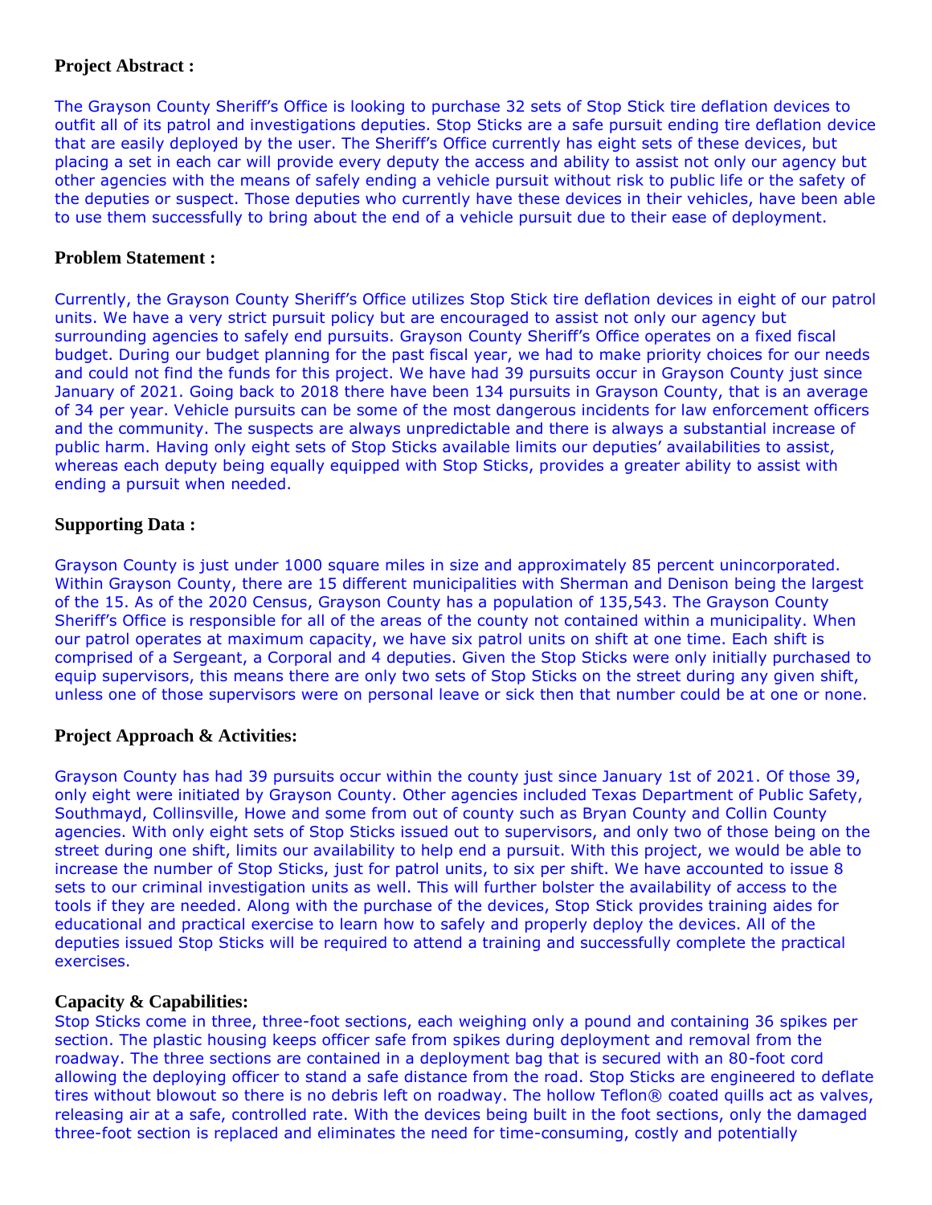## Project Abstract :

The Grayson County Sheriff's Office is looking to purchase 32 sets of Stop Stick tire deflation devices to outfit all of its patrol and investigations deputies. Stop Sticks are a safe pursuit ending tire deflation device that are easily deployed by the user. The Sheriff's Office currently has eight sets of these devices, but placing a set in each car will provide every deputy the access and ability to assist not only our agency but other agencies with the means of safely ending a vehicle pursuit without risk to public life or the safety of the deputies or suspect. Those deputies who currently have these devices in their vehicles, have been able to use them successfully to bring about the end of a vehicle pursuit due to their ease of deployment.

## Problem Statement :

Currently, the Grayson County Sheriff's Office utilizes Stop Stick tire deflation devices in eight of our patrol units. We have a very strict pursuit policy but are encouraged to assist not only our agency but surrounding agencies to safely end pursuits. Grayson County Sheriff's Office operates on a fixed fiscal budget. During our budget planning for the past fiscal year, we had to make priority choices for our needs and could not find the funds for this project. We have had 39 pursuits occur in Grayson County just since January of 2021. Going back to 2018 there have been 134 pursuits in Grayson County, that is an average of 34 per year. Vehicle pursuits can be some of the most dangerous incidents for law enforcement officers and the community. The suspects are always unpredictable and there is always a substantial increase of public harm. Having only eight sets of Stop Sticks available limits our deputies' availabilities to assist, whereas each deputy being equally equipped with Stop Sticks, provides a greater ability to assist with ending a pursuit when needed.

## Supporting Data :

Grayson County is just under 1000 square miles in size and approximately 85 percent unincorporated. Within Grayson County, there are 15 different municipalities with Sherman and Denison being the largest of the 15. As of the 2020 Census, Grayson County has a population of 135,543. The Grayson County Sheriff's Office is responsible for all of the areas of the county not contained within a municipality. When our patrol operates at maximum capacity, we have six patrol units on shift at one time. Each shift is comprised of a Sergeant, a Corporal and 4 deputies. Given the Stop Sticks were only initially purchased to equip supervisors, this means there are only two sets of Stop Sticks on the street during any given shift, unless one of those supervisors were on personal leave or sick then that number could be at one or none.

## Project Approach & Activities:

Grayson County has had 39 pursuits occur within the county just since January 1st of 2021. Of those 39, only eight were initiated by Grayson County. Other agencies included Texas Department of Public Safety, Southmayd, Collinsville, Howe and some from out of county such as Bryan County and Collin County agencies. With only eight sets of Stop Sticks issued out to supervisors, and only two of those being on the street during one shift, limits our availability to help end a pursuit. With this project, we would be able to increase the number of Stop Sticks, just for patrol units, to six per shift. We have accounted to issue 8 sets to our criminal investigation units as well. This will further bolster the availability of access to the tools if they are needed. Along with the purchase of the devices, Stop Stick provides training aides for educational and practical exercise to learn how to safely and properly deploy the devices. All of the deputies issued Stop Sticks will be required to attend a training and successfully complete the practical exercises.

## Capacity & Capabilities:

Stop Sticks come in three, three-foot sections, each weighing only a pound and containing 36 spikes per section. The plastic housing keeps officer safe from spikes during deployment and removal from the roadway. The three sections are contained in a deployment bag that is secured with an 80-foot cord allowing the deploying officer to stand a safe distance from the road. Stop Sticks are engineered to deflate tires without blowout so there is no debris left on roadway. The hollow Teflon® coated quills act as valves, releasing air at a safe, controlled rate. With the devices being built in the foot sections, only the damaged three-foot section is replaced and eliminates the need for time-consuming, costly and potentially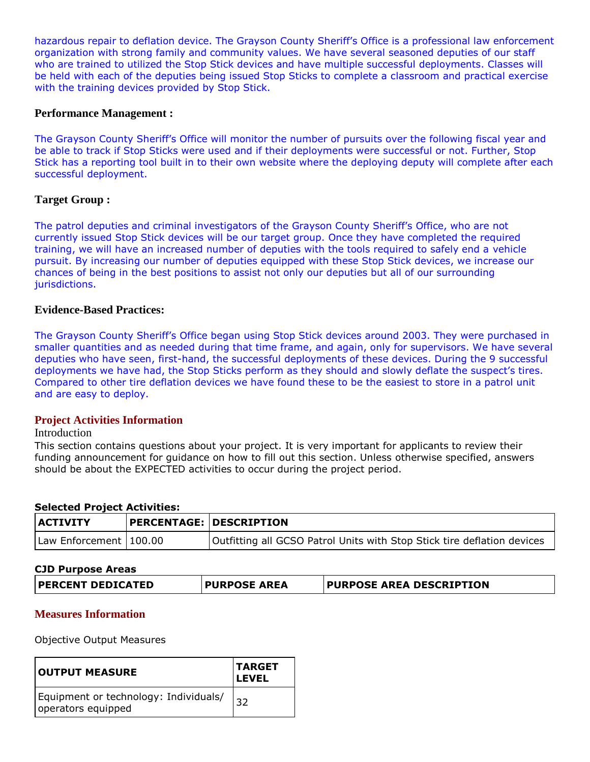hazardous repair to deflation device. The Grayson County Sheriff's Office is a professional law enforcement organization with strong family and community values. We have several seasoned deputies of our staff who are trained to utilized the Stop Stick devices and have multiple successful deployments. Classes will be held with each of the deputies being issued Stop Sticks to complete a classroom and practical exercise with the training devices provided by Stop Stick.

**Performance Management :**

The Grayson County Sheriff's Office will monitor the number of pursuits over the following fiscal year and be able to track if Stop Sticks were used and if their deployments were successful or not. Further, Stop Stick has a reporting tool built in to their own website where the deploying deputy will complete after each successful deployment.

**Target Group :**

The patrol deputies and criminal investigators of the Grayson County Sheriff's Office, who are not currently issued Stop Stick devices will be our target group. Once they have completed the required training, we will have an increased number of deputies with the tools required to safely end a vehicle pursuit. By increasing our number of deputies equipped with these Stop Stick devices, we increase our chances of being in the best positions to assist not only our deputies but all of our surrounding jurisdictions.

**Evidence-Based Practices:**

The Grayson County Sheriff's Office began using Stop Stick devices around 2003. They were purchased in smaller quantities and as needed during that time frame, and again, only for supervisors. We have several deputies who have seen, first-hand, the successful deployments of these devices. During the 9 successful deployments we have had, the Stop Sticks perform as they should and slowly deflate the suspect's tires. Compared to other tire deflation devices we have found these to be the easiest to store in a patrol unit and are easy to deploy.

## Project Activities Information

Introduction

This section contains questions about your project. It is very important for applicants to review their funding announcement for guidance on how to fill out this section. Unless otherwise specified, answers should be about the EXPECTED activities to occur during the project period.

**Selected Project Activities:**

| ACTIVITY | PERCENTAGE: | DESCRIPTION |
|---|---|---|
| Law Enforcement | 100.00 | Outfitting all GCSO Patrol Units with Stop Stick tire deflation devices |

**CJD Purpose Areas**

| PERCENT DEDICATED | PURPOSE AREA | PURPOSE AREA DESCRIPTION |
|---|---|---|

## Measures Information

Objective Output Measures

| OUTPUT MEASURE | TARGET LEVEL |
|---|---|
| Equipment or technology: Individuals/ operators equipped | 32 |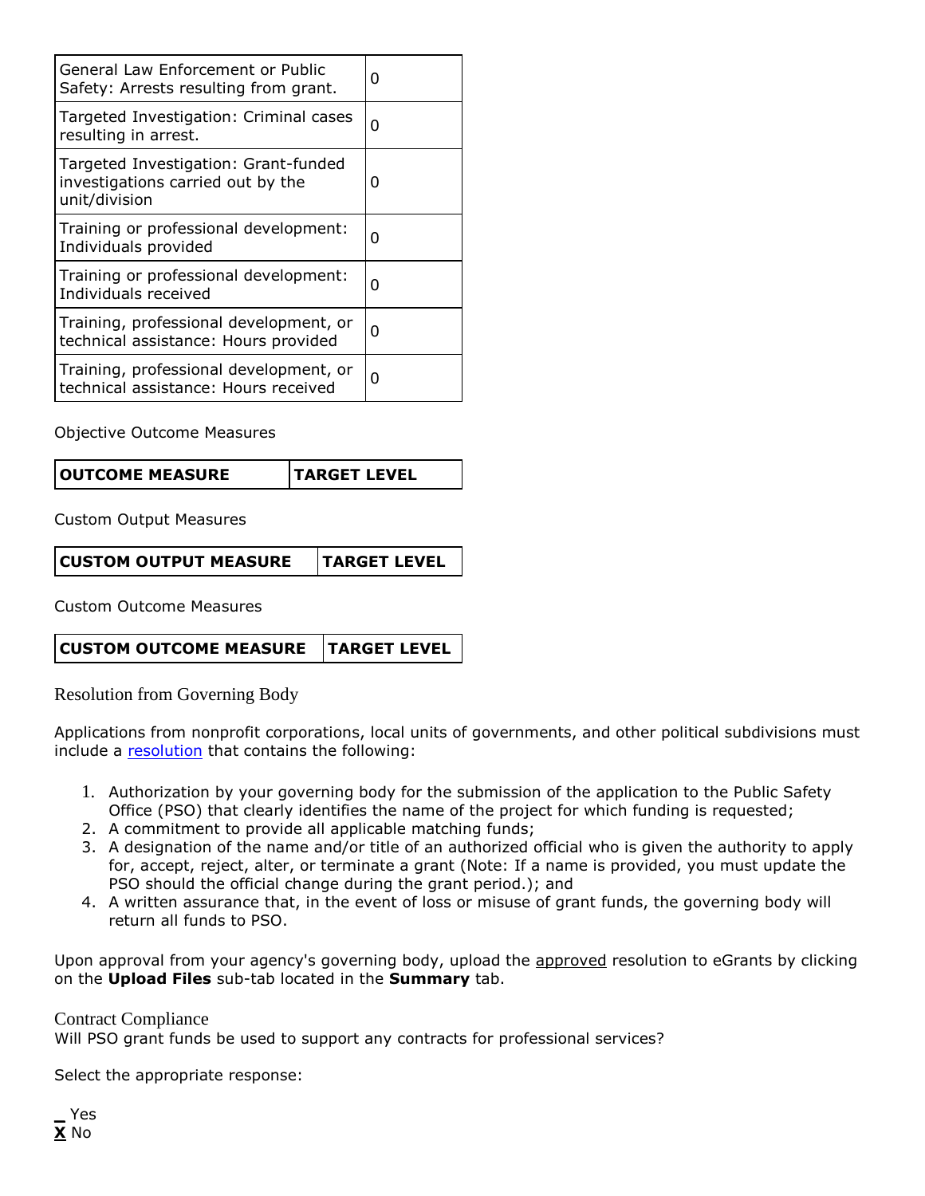| | |
|---|---|
| General Law Enforcement or Public Safety: Arrests resulting from grant. | 0 |
| Targeted Investigation: Criminal cases resulting in arrest. | 0 |
| Targeted Investigation: Grant-funded investigations carried out by the unit/division | 0 |
| Training or professional development: Individuals provided | 0 |
| Training or professional development: Individuals received | 0 |
| Training, professional development, or technical assistance: Hours provided | 0 |
| Training, professional development, or technical assistance: Hours received | 0 |

Objective Outcome Measures

| OUTCOME MEASURE | TARGET LEVEL |
|---|---|

Custom Output Measures

| CUSTOM OUTPUT MEASURE | TARGET LEVEL |
|---|---|

Custom Outcome Measures

| CUSTOM OUTCOME MEASURE | TARGET LEVEL |
|---|---|

## Resolution from Governing Body

Applications from nonprofit corporations, local units of governments, and other political subdivisions must include a resolution that contains the following:

1. Authorization by your governing body for the submission of the application to the Public Safety Office (PSO) that clearly identifies the name of the project for which funding is requested;
2. A commitment to provide all applicable matching funds;
3. A designation of the name and/or title of an authorized official who is given the authority to apply for, accept, reject, alter, or terminate a grant (Note: If a name is provided, you must update the PSO should the official change during the grant period.); and
4. A written assurance that, in the event of loss or misuse of grant funds, the governing body will return all funds to PSO.

Upon approval from your agency's governing body, upload the approved resolution to eGrants by clicking on the **Upload Files** sub-tab located in the **Summary** tab.

## Contract Compliance

Will PSO grant funds be used to support any contracts for professional services?

Select the appropriate response:

_ Yes
**X** No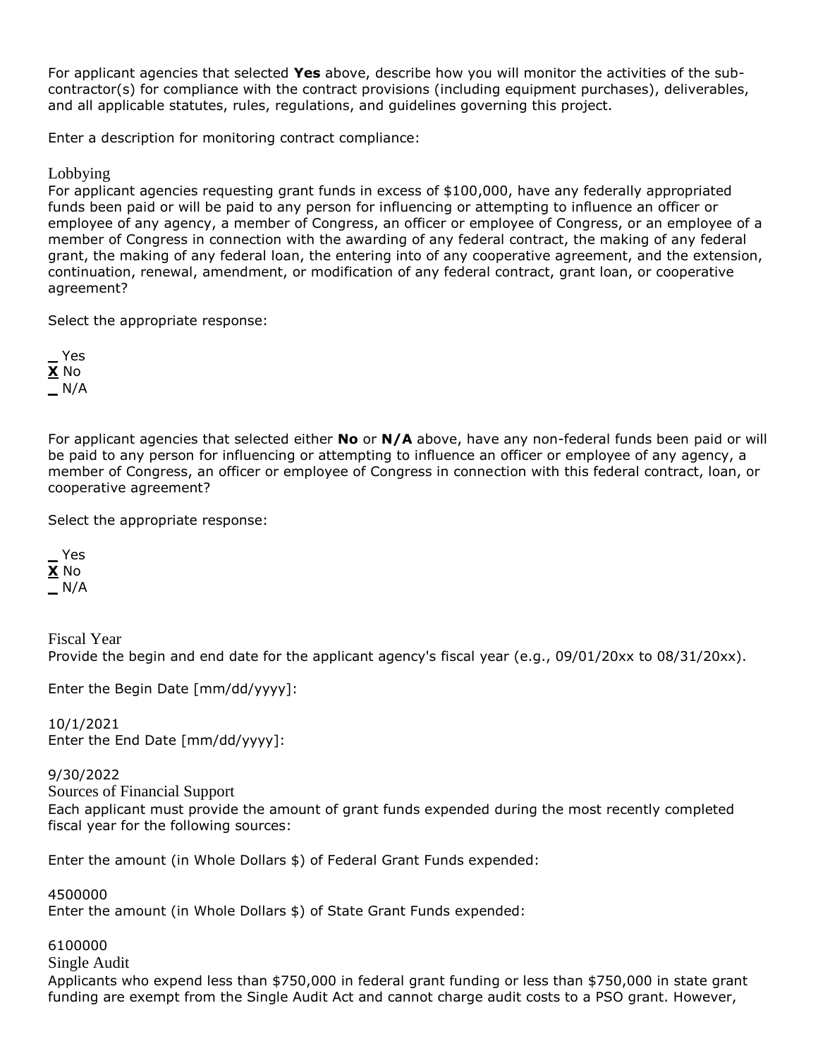For applicant agencies that selected **Yes** above, describe how you will monitor the activities of the sub-contractor(s) for compliance with the contract provisions (including equipment purchases), deliverables, and all applicable statutes, rules, regulations, and guidelines governing this project.

Enter a description for monitoring contract compliance:

### Lobbying

For applicant agencies requesting grant funds in excess of $100,000, have any federally appropriated funds been paid or will be paid to any person for influencing or attempting to influence an officer or employee of any agency, a member of Congress, an officer or employee of Congress, or an employee of a member of Congress in connection with the awarding of any federal contract, the making of any federal grant, the making of any federal loan, the entering into of any cooperative agreement, and the extension, continuation, renewal, amendment, or modification of any federal contract, grant loan, or cooperative agreement?

Select the appropriate response:

_ Yes
**X** No
_ N/A

For applicant agencies that selected either **No** or **N/A** above, have any non-federal funds been paid or will be paid to any person for influencing or attempting to influence an officer or employee of any agency, a member of Congress, an officer or employee of Congress in connection with this federal contract, loan, or cooperative agreement?

Select the appropriate response:

_ Yes
**X** No
_ N/A

### Fiscal Year

Provide the begin and end date for the applicant agency's fiscal year (e.g., 09/01/20xx to 08/31/20xx).

Enter the Begin Date [mm/dd/yyyy]:

10/1/2021

Enter the End Date [mm/dd/yyyy]:

9/30/2022

### Sources of Financial Support

Each applicant must provide the amount of grant funds expended during the most recently completed fiscal year for the following sources:

Enter the amount (in Whole Dollars $) of Federal Grant Funds expended:

4500000

Enter the amount (in Whole Dollars $) of State Grant Funds expended:

6100000

### Single Audit

Applicants who expend less than $750,000 in federal grant funding or less than $750,000 in state grant funding are exempt from the Single Audit Act and cannot charge audit costs to a PSO grant. However,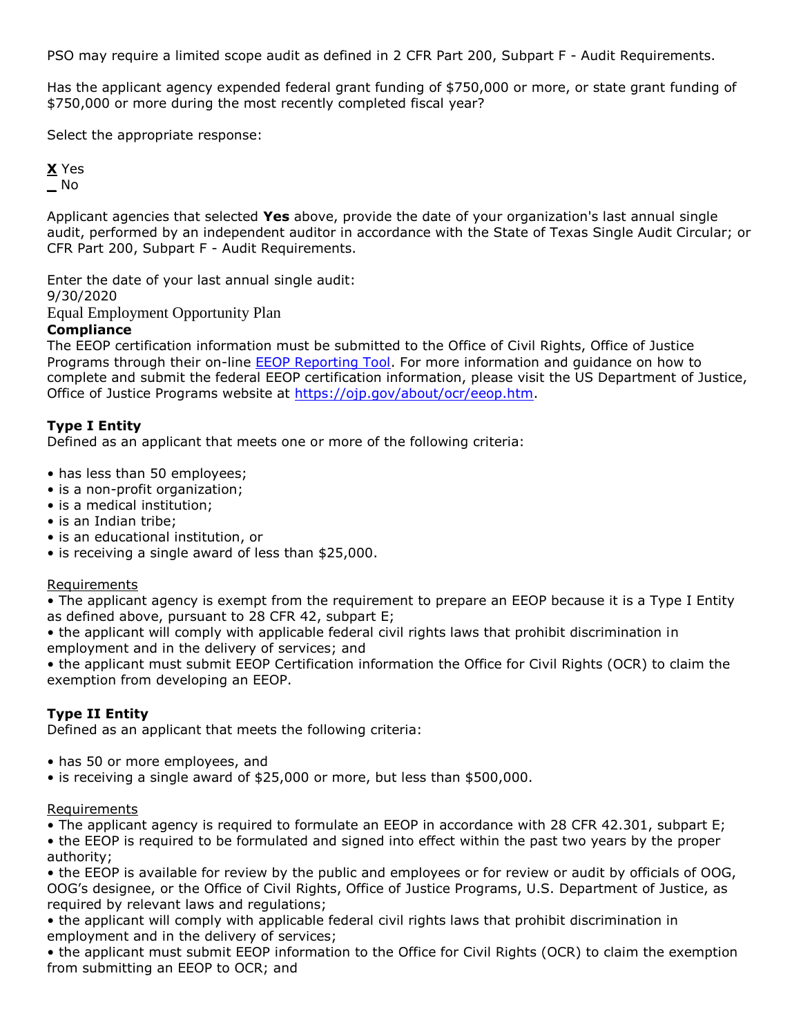PSO may require a limited scope audit as defined in 2 CFR Part 200, Subpart F - Audit Requirements.

Has the applicant agency expended federal grant funding of $750,000 or more, or state grant funding of $750,000 or more during the most recently completed fiscal year?

Select the appropriate response:

**X** Yes
_ No

Applicant agencies that selected **Yes** above, provide the date of your organization's last annual single audit, performed by an independent auditor in accordance with the State of Texas Single Audit Circular; or CFR Part 200, Subpart F - Audit Requirements.

Enter the date of your last annual single audit:
9/30/2020

Equal Employment Opportunity Plan

**Compliance**

The EEOP certification information must be submitted to the Office of Civil Rights, Office of Justice Programs through their on-line EEOP Reporting Tool. For more information and guidance on how to complete and submit the federal EEOP certification information, please visit the US Department of Justice, Office of Justice Programs website at https://ojp.gov/about/ocr/eeop.htm.

**Type I Entity**

Defined as an applicant that meets one or more of the following criteria:

- has less than 50 employees;
- is a non-profit organization;
- is a medical institution;
- is an Indian tribe;
- is an educational institution, or
- is receiving a single award of less than $25,000.

Requirements

- The applicant agency is exempt from the requirement to prepare an EEOP because it is a Type I Entity as defined above, pursuant to 28 CFR 42, subpart E;
- the applicant will comply with applicable federal civil rights laws that prohibit discrimination in employment and in the delivery of services; and
- the applicant must submit EEOP Certification information the Office for Civil Rights (OCR) to claim the exemption from developing an EEOP.

**Type II Entity**

Defined as an applicant that meets the following criteria:

- has 50 or more employees, and
- is receiving a single award of $25,000 or more, but less than $500,000.

Requirements

- The applicant agency is required to formulate an EEOP in accordance with 28 CFR 42.301, subpart E;
- the EEOP is required to be formulated and signed into effect within the past two years by the proper authority;
- the EEOP is available for review by the public and employees or for review or audit by officials of OOG, OOG's designee, or the Office of Civil Rights, Office of Justice Programs, U.S. Department of Justice, as required by relevant laws and regulations;
- the applicant will comply with applicable federal civil rights laws that prohibit discrimination in employment and in the delivery of services;
- the applicant must submit EEOP information to the Office for Civil Rights (OCR) to claim the exemption from submitting an EEOP to OCR; and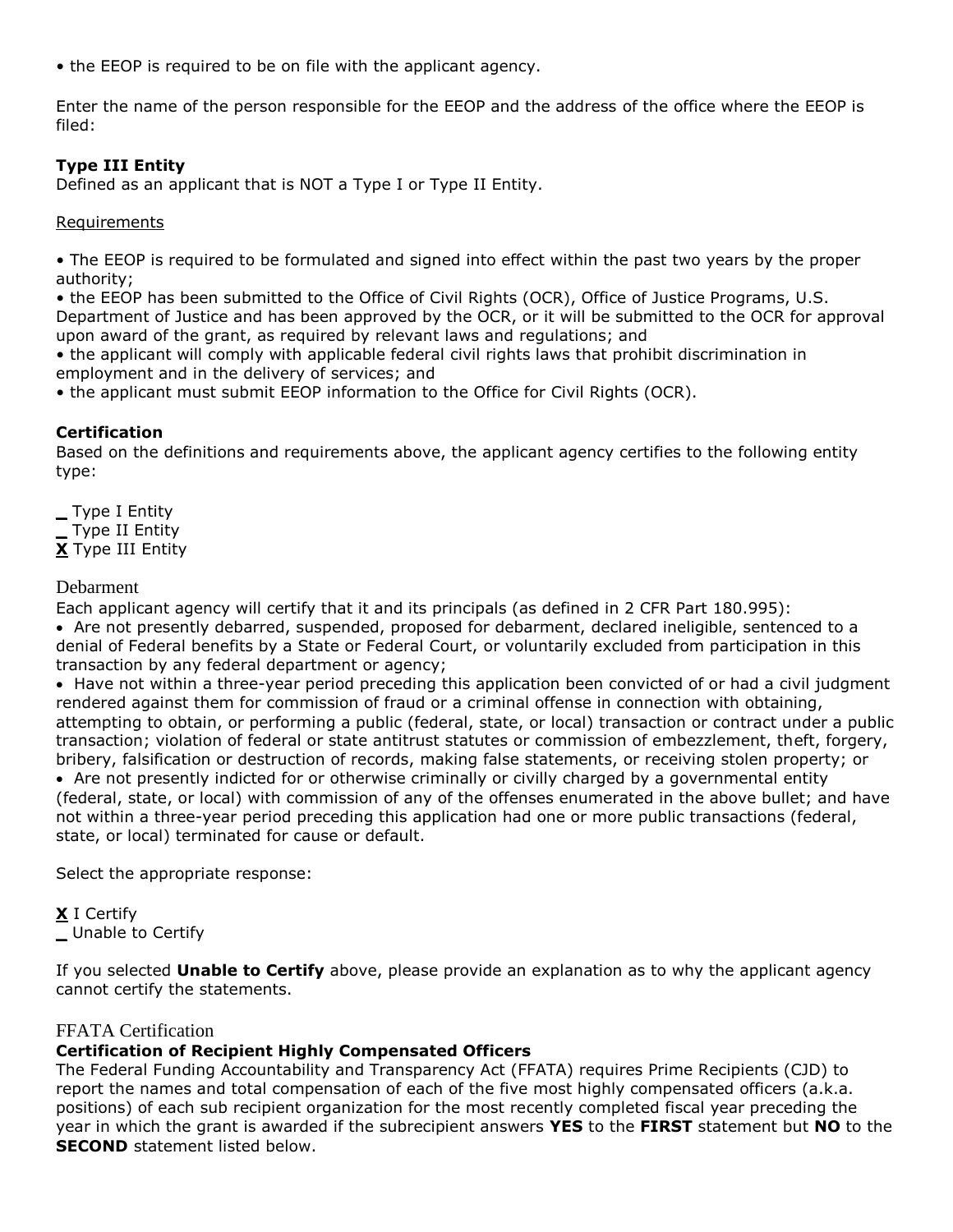• the EEOP is required to be on file with the applicant agency.

Enter the name of the person responsible for the EEOP and the address of the office where the EEOP is filed:

**Type III Entity**
Defined as an applicant that is NOT a Type I or Type II Entity.

Requirements

• The EEOP is required to be formulated and signed into effect within the past two years by the proper authority;
• the EEOP has been submitted to the Office of Civil Rights (OCR), Office of Justice Programs, U.S. Department of Justice and has been approved by the OCR, or it will be submitted to the OCR for approval upon award of the grant, as required by relevant laws and regulations; and
• the applicant will comply with applicable federal civil rights laws that prohibit discrimination in employment and in the delivery of services; and
• the applicant must submit EEOP information to the Office for Civil Rights (OCR).

**Certification**
Based on the definitions and requirements above, the applicant agency certifies to the following entity type:

_ Type I Entity
_ Type II Entity
**X** Type III Entity

Debarment
Each applicant agency will certify that it and its principals (as defined in 2 CFR Part 180.995):
• Are not presently debarred, suspended, proposed for debarment, declared ineligible, sentenced to a denial of Federal benefits by a State or Federal Court, or voluntarily excluded from participation in this transaction by any federal department or agency;
• Have not within a three-year period preceding this application been convicted of or had a civil judgment rendered against them for commission of fraud or a criminal offense in connection with obtaining, attempting to obtain, or performing a public (federal, state, or local) transaction or contract under a public transaction; violation of federal or state antitrust statutes or commission of embezzlement, theft, forgery, bribery, falsification or destruction of records, making false statements, or receiving stolen property; or
• Are not presently indicted for or otherwise criminally or civilly charged by a governmental entity (federal, state, or local) with commission of any of the offenses enumerated in the above bullet; and have not within a three-year period preceding this application had one or more public transactions (federal, state, or local) terminated for cause or default.

Select the appropriate response:

**X** I Certify
_ Unable to Certify

If you selected **Unable to Certify** above, please provide an explanation as to why the applicant agency cannot certify the statements.

FFATA Certification
**Certification of Recipient Highly Compensated Officers**
The Federal Funding Accountability and Transparency Act (FFATA) requires Prime Recipients (CJD) to report the names and total compensation of each of the five most highly compensated officers (a.k.a. positions) of each sub recipient organization for the most recently completed fiscal year preceding the year in which the grant is awarded if the subrecipient answers **YES** to the **FIRST** statement but **NO** to the **SECOND** statement listed below.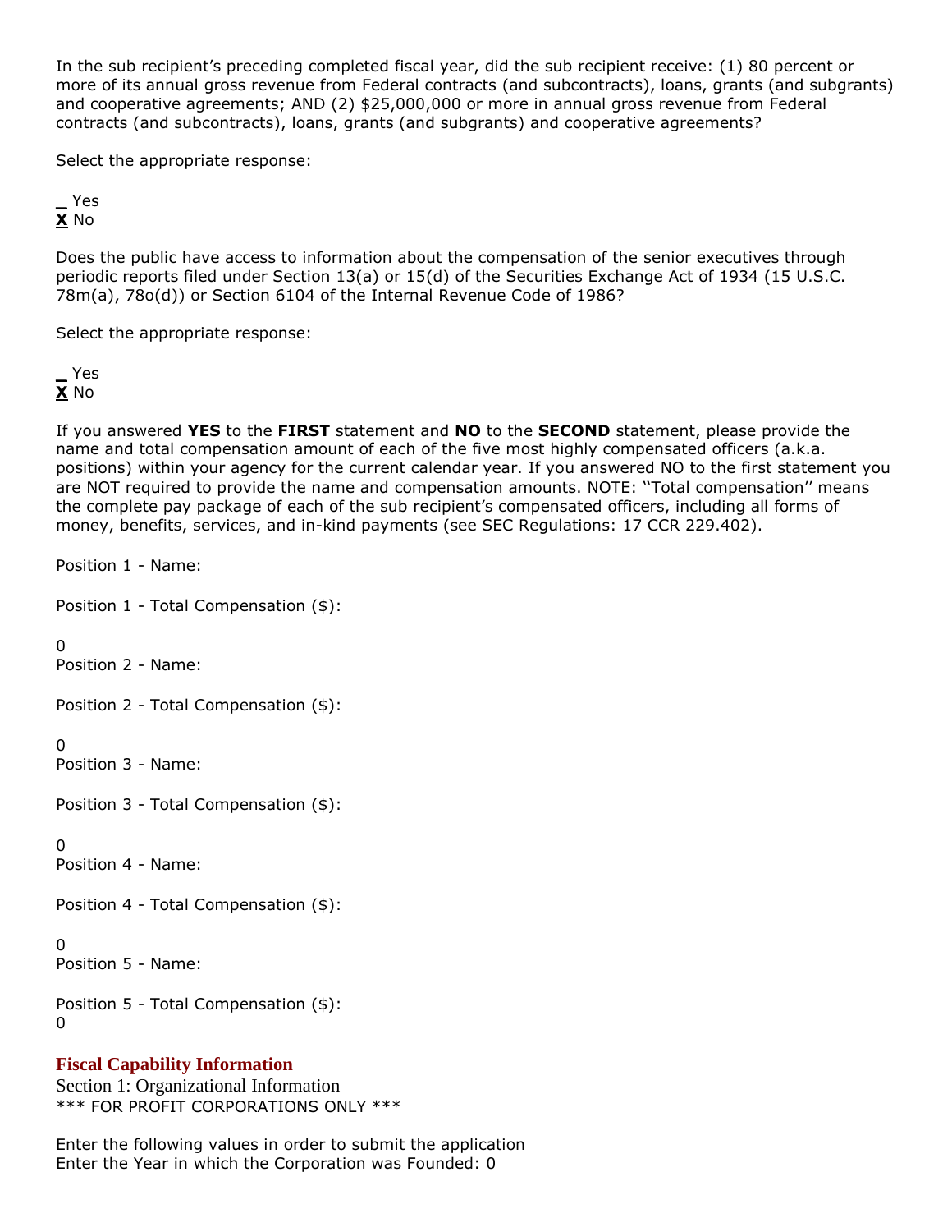In the sub recipient's preceding completed fiscal year, did the sub recipient receive: (1) 80 percent or more of its annual gross revenue from Federal contracts (and subcontracts), loans, grants (and subgrants) and cooperative agreements; AND (2) $25,000,000 or more in annual gross revenue from Federal contracts (and subcontracts), loans, grants (and subgrants) and cooperative agreements?

Select the appropriate response:

**_** Yes
**X** No

Does the public have access to information about the compensation of the senior executives through periodic reports filed under Section 13(a) or 15(d) of the Securities Exchange Act of 1934 (15 U.S.C. 78m(a), 78o(d)) or Section 6104 of the Internal Revenue Code of 1986?

Select the appropriate response:

**_** Yes
**X** No

If you answered **YES** to the **FIRST** statement and **NO** to the **SECOND** statement, please provide the name and total compensation amount of each of the five most highly compensated officers (a.k.a. positions) within your agency for the current calendar year. If you answered NO to the first statement you are NOT required to provide the name and compensation amounts. NOTE: ''Total compensation'' means the complete pay package of each of the sub recipient's compensated officers, including all forms of money, benefits, services, and in-kind payments (see SEC Regulations: 17 CCR 229.402).

Position 1 - Name:

Position 1 - Total Compensation ($):

0
Position 2 - Name:

Position 2 - Total Compensation ($):

0
Position 3 - Name:

Position 3 - Total Compensation ($):

0
Position 4 - Name:

Position 4 - Total Compensation ($):

0
Position 5 - Name:

Position 5 - Total Compensation ($):
0

## Fiscal Capability Information

Section 1: Organizational Information
*** FOR PROFIT CORPORATIONS ONLY ***

Enter the following values in order to submit the application
Enter the Year in which the Corporation was Founded: 0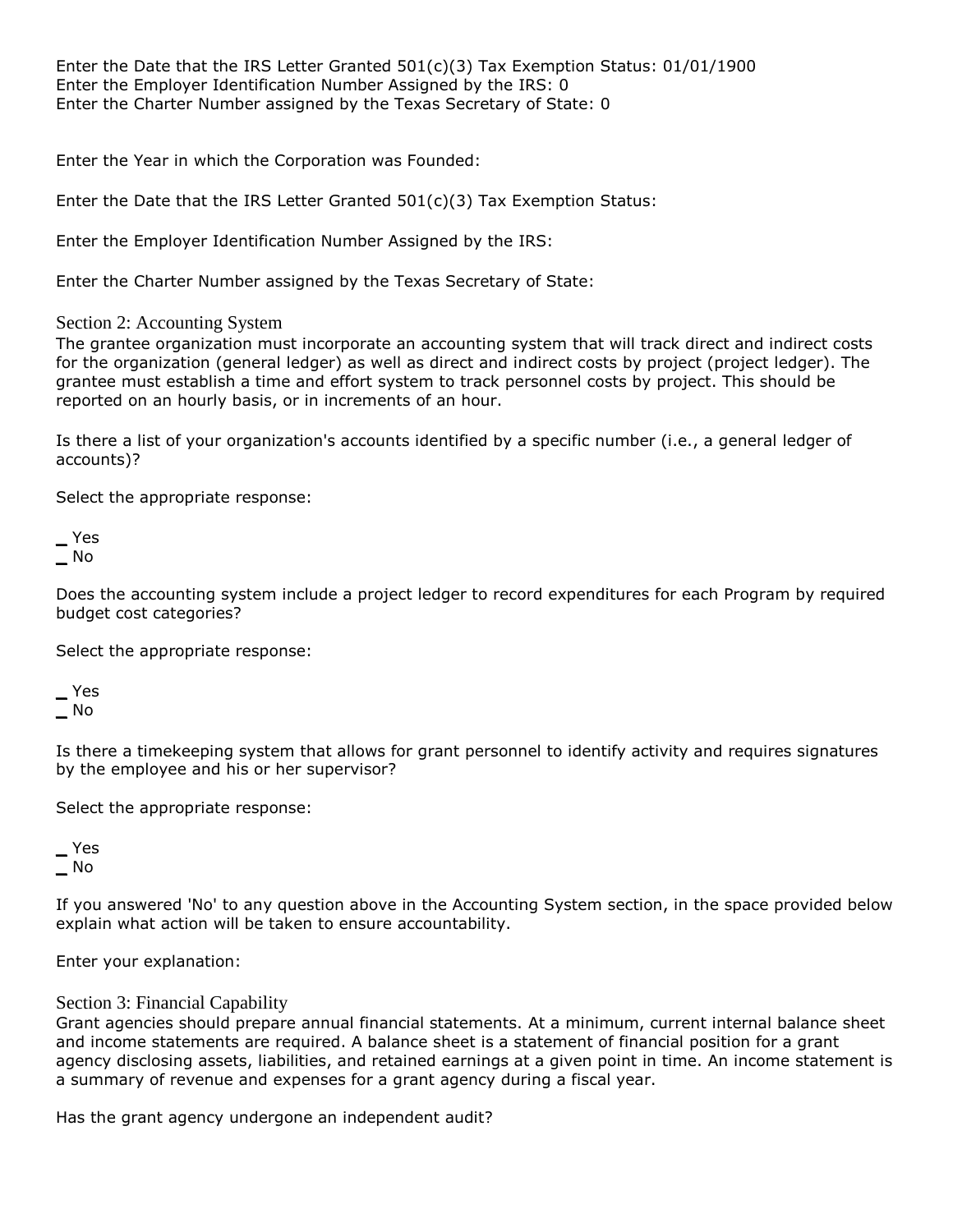Enter the Date that the IRS Letter Granted 501(c)(3) Tax Exemption Status: 01/01/1900
Enter the Employer Identification Number Assigned by the IRS: 0
Enter the Charter Number assigned by the Texas Secretary of State: 0

Enter the Year in which the Corporation was Founded:

Enter the Date that the IRS Letter Granted 501(c)(3) Tax Exemption Status:

Enter the Employer Identification Number Assigned by the IRS:

Enter the Charter Number assigned by the Texas Secretary of State:

## Section 2: Accounting System

The grantee organization must incorporate an accounting system that will track direct and indirect costs for the organization (general ledger) as well as direct and indirect costs by project (project ledger). The grantee must establish a time and effort system to track personnel costs by project. This should be reported on an hourly basis, or in increments of an hour.

Is there a list of your organization's accounts identified by a specific number (i.e., a general ledger of accounts)?

Select the appropriate response:

_ Yes
_ No

Does the accounting system include a project ledger to record expenditures for each Program by required budget cost categories?

Select the appropriate response:

_ Yes
_ No

Is there a timekeeping system that allows for grant personnel to identify activity and requires signatures by the employee and his or her supervisor?

Select the appropriate response:

_ Yes
_ No

If you answered 'No' to any question above in the Accounting System section, in the space provided below explain what action will be taken to ensure accountability.

Enter your explanation:

## Section 3: Financial Capability

Grant agencies should prepare annual financial statements. At a minimum, current internal balance sheet and income statements are required. A balance sheet is a statement of financial position for a grant agency disclosing assets, liabilities, and retained earnings at a given point in time. An income statement is a summary of revenue and expenses for a grant agency during a fiscal year.

Has the grant agency undergone an independent audit?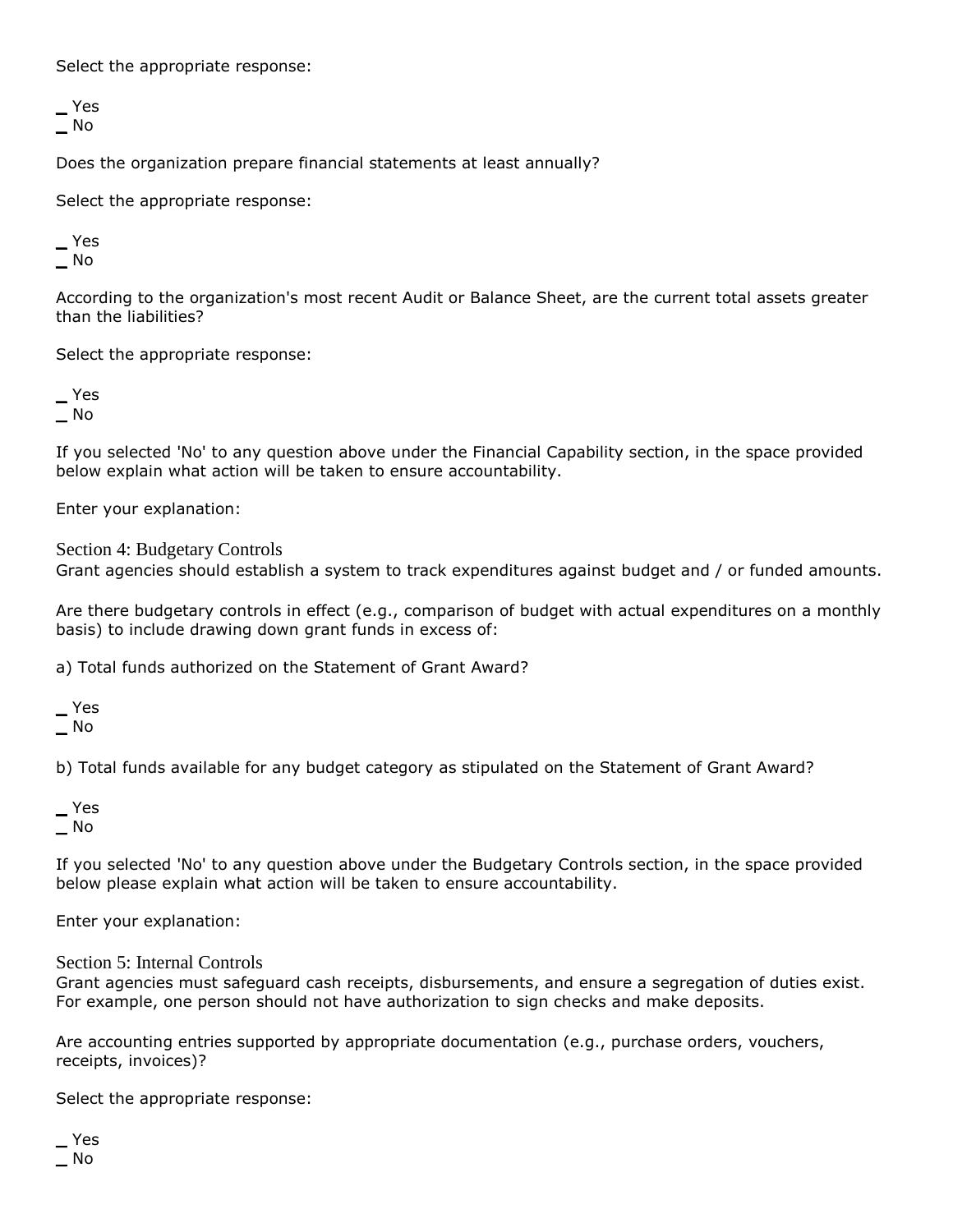Select the appropriate response:

_ Yes
_ No

Does the organization prepare financial statements at least annually?

Select the appropriate response:

_ Yes
_ No

According to the organization's most recent Audit or Balance Sheet, are the current total assets greater than the liabilities?

Select the appropriate response:

_ Yes
_ No

If you selected 'No' to any question above under the Financial Capability section, in the space provided below explain what action will be taken to ensure accountability.

Enter your explanation:

## Section 4: Budgetary Controls

Grant agencies should establish a system to track expenditures against budget and / or funded amounts.

Are there budgetary controls in effect (e.g., comparison of budget with actual expenditures on a monthly basis) to include drawing down grant funds in excess of:

a) Total funds authorized on the Statement of Grant Award?

_ Yes
_ No

b) Total funds available for any budget category as stipulated on the Statement of Grant Award?

_ Yes
_ No

If you selected 'No' to any question above under the Budgetary Controls section, in the space provided below please explain what action will be taken to ensure accountability.

Enter your explanation:

## Section 5: Internal Controls

Grant agencies must safeguard cash receipts, disbursements, and ensure a segregation of duties exist. For example, one person should not have authorization to sign checks and make deposits.

Are accounting entries supported by appropriate documentation (e.g., purchase orders, vouchers, receipts, invoices)?

Select the appropriate response:

_ Yes
_ No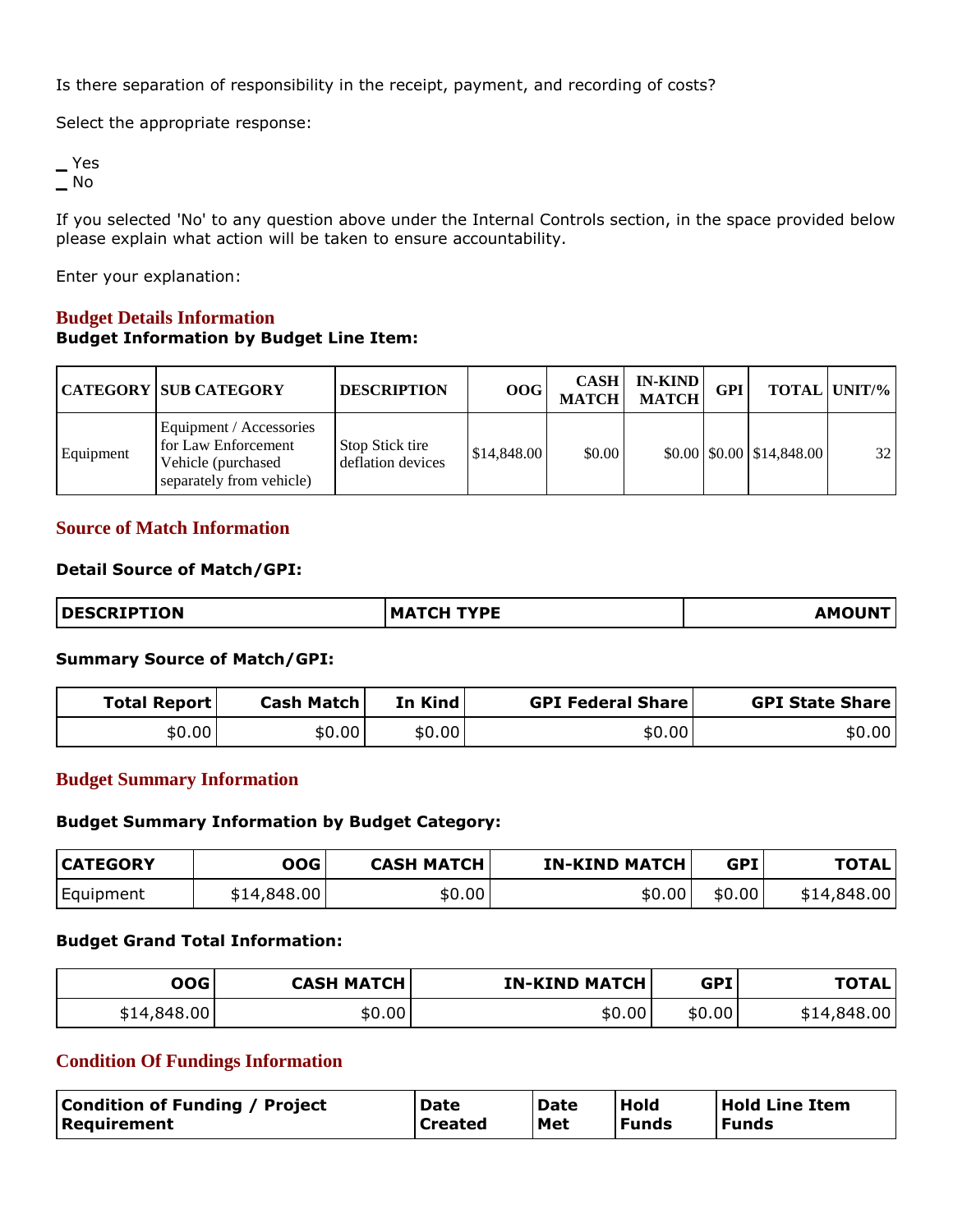Is there separation of responsibility in the receipt, payment, and recording of costs?

Select the appropriate response:

_ Yes
_ No

If you selected 'No' to any question above under the Internal Controls section, in the space provided below please explain what action will be taken to ensure accountability.

Enter your explanation:

## Budget Details Information

**Budget Information by Budget Line Item:**

| CATEGORY | SUB CATEGORY | DESCRIPTION | OOG | CASH MATCH | IN-KIND MATCH | GPI | TOTAL | UNIT/% |
|---|---|---|---|---|---|---|---|---|
| Equipment | Equipment / Accessories for Law Enforcement Vehicle (purchased separately from vehicle) | Stop Stick tire deflation devices | $14,848.00 | $0.00 | $0.00 | $0.00 | $14,848.00 | 32 |

## Source of Match Information

**Detail Source of Match/GPI:**

| DESCRIPTION | MATCH TYPE | AMOUNT |
|---|---|---|

**Summary Source of Match/GPI:**

| Total Report | Cash Match | In Kind | GPI Federal Share | GPI State Share |
|---|---|---|---|---|
| $0.00 | $0.00 | $0.00 | $0.00 | $0.00 |

## Budget Summary Information

**Budget Summary Information by Budget Category:**

| CATEGORY | OOG | CASH MATCH | IN-KIND MATCH | GPI | TOTAL |
|---|---|---|---|---|---|
| Equipment | $14,848.00 | $0.00 | $0.00 | $0.00 | $14,848.00 |

**Budget Grand Total Information:**

| OOG | CASH MATCH | IN-KIND MATCH | GPI | TOTAL |
|---|---|---|---|---|
| $14,848.00 | $0.00 | $0.00 | $0.00 | $14,848.00 |

## Condition Of Fundings Information

| Condition of Funding / Project Requirement | Date Created | Date Met | Hold Funds | Hold Line Item Funds |
|---|---|---|---|---|